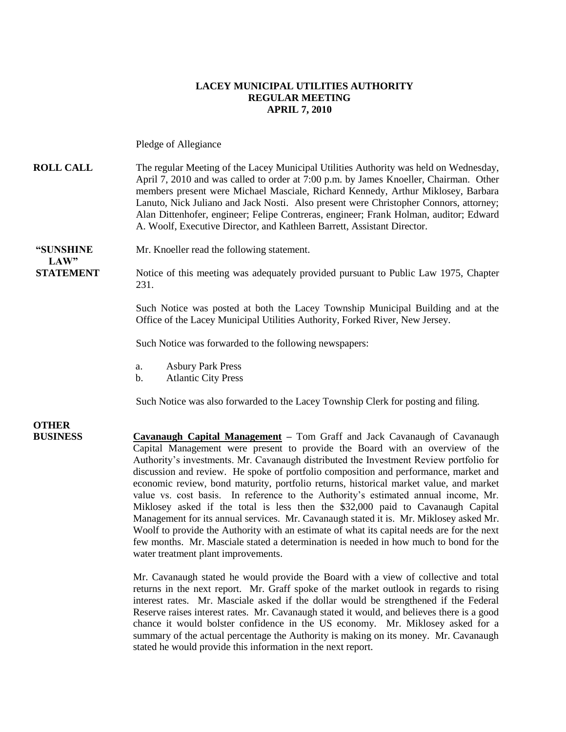**LACEY MUNICIPAL UTILITIES AUTHORITY**
**REGULAR MEETING**
**APRIL 7, 2010**

Pledge of Allegiance

**ROLL CALL** The regular Meeting of the Lacey Municipal Utilities Authority was held on Wednesday, April 7, 2010 and was called to order at 7:00 p.m. by James Knoeller, Chairman. Other members present were Michael Masciale, Richard Kennedy, Arthur Miklosey, Barbara Lanuto, Nick Juliano and Jack Nosti. Also present were Christopher Connors, attorney; Alan Dittenhofer, engineer; Felipe Contreras, engineer; Frank Holman, auditor; Edward A. Woolf, Executive Director, and Kathleen Barrett, Assistant Director.

**"SUNSHINE LAW" STATEMENT** Mr. Knoeller read the following statement.

Notice of this meeting was adequately provided pursuant to Public Law 1975, Chapter 231.

Such Notice was posted at both the Lacey Township Municipal Building and at the Office of the Lacey Municipal Utilities Authority, Forked River, New Jersey.

Such Notice was forwarded to the following newspapers:

a. Asbury Park Press
b. Atlantic City Press

Such Notice was also forwarded to the Lacey Township Clerk for posting and filing.

**OTHER BUSINESS** **Cavanaugh Capital Management** – Tom Graff and Jack Cavanaugh of Cavanaugh Capital Management were present to provide the Board with an overview of the Authority's investments. Mr. Cavanaugh distributed the Investment Review portfolio for discussion and review. He spoke of portfolio composition and performance, market and economic review, bond maturity, portfolio returns, historical market value, and market value vs. cost basis. In reference to the Authority's estimated annual income, Mr. Miklosey asked if the total is less then the $32,000 paid to Cavanaugh Capital Management for its annual services. Mr. Cavanaugh stated it is. Mr. Miklosey asked Mr. Woolf to provide the Authority with an estimate of what its capital needs are for the next few months. Mr. Masciale stated a determination is needed in how much to bond for the water treatment plant improvements.

Mr. Cavanaugh stated he would provide the Board with a view of collective and total returns in the next report. Mr. Graff spoke of the market outlook in regards to rising interest rates. Mr. Masciale asked if the dollar would be strengthened if the Federal Reserve raises interest rates. Mr. Cavanaugh stated it would, and believes there is a good chance it would bolster confidence in the US economy. Mr. Miklosey asked for a summary of the actual percentage the Authority is making on its money. Mr. Cavanaugh stated he would provide this information in the next report.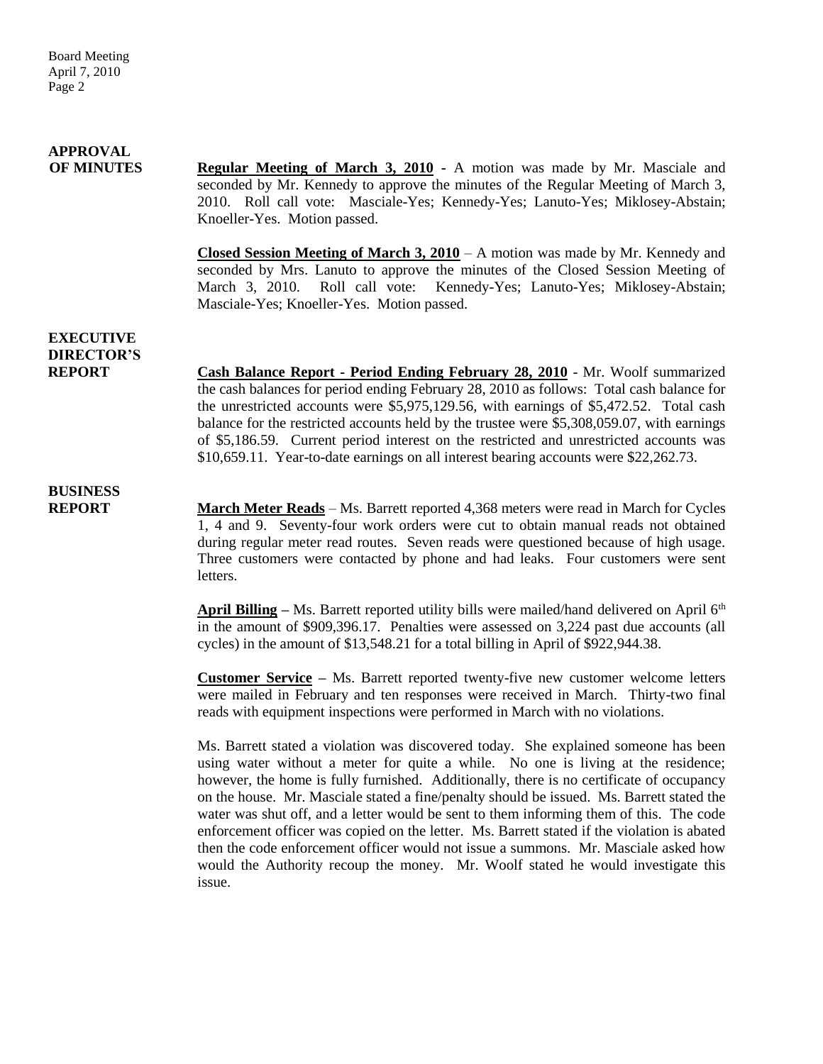## APPROVAL OF MINUTES

**Regular Meeting of March 3, 2010** - A motion was made by Mr. Masciale and seconded by Mr. Kennedy to approve the minutes of the Regular Meeting of March 3, 2010. Roll call vote: Masciale-Yes; Kennedy-Yes; Lanuto-Yes; Miklosey-Abstain; Knoeller-Yes. Motion passed.

**Closed Session Meeting of March 3, 2010** – A motion was made by Mr. Kennedy and seconded by Mrs. Lanuto to approve the minutes of the Closed Session Meeting of March 3, 2010. Roll call vote: Kennedy-Yes; Lanuto-Yes; Miklosey-Abstain; Masciale-Yes; Knoeller-Yes. Motion passed.

## EXECUTIVE DIRECTOR'S REPORT

**Cash Balance Report - Period Ending February 28, 2010** - Mr. Woolf summarized the cash balances for period ending February 28, 2010 as follows: Total cash balance for the unrestricted accounts were $5,975,129.56, with earnings of $5,472.52. Total cash balance for the restricted accounts held by the trustee were $5,308,059.07, with earnings of $5,186.59. Current period interest on the restricted and unrestricted accounts was $10,659.11. Year-to-date earnings on all interest bearing accounts were $22,262.73.

## BUSINESS REPORT

**March Meter Reads** – Ms. Barrett reported 4,368 meters were read in March for Cycles 1, 4 and 9. Seventy-four work orders were cut to obtain manual reads not obtained during regular meter read routes. Seven reads were questioned because of high usage. Three customers were contacted by phone and had leaks. Four customers were sent letters.

**April Billing** – Ms. Barrett reported utility bills were mailed/hand delivered on April 6th in the amount of $909,396.17. Penalties were assessed on 3,224 past due accounts (all cycles) in the amount of $13,548.21 for a total billing in April of $922,944.38.

**Customer Service** – Ms. Barrett reported twenty-five new customer welcome letters were mailed in February and ten responses were received in March. Thirty-two final reads with equipment inspections were performed in March with no violations.

Ms. Barrett stated a violation was discovered today. She explained someone has been using water without a meter for quite a while. No one is living at the residence; however, the home is fully furnished. Additionally, there is no certificate of occupancy on the house. Mr. Masciale stated a fine/penalty should be issued. Ms. Barrett stated the water was shut off, and a letter would be sent to them informing them of this. The code enforcement officer was copied on the letter. Ms. Barrett stated if the violation is abated then the code enforcement officer would not issue a summons. Mr. Masciale asked how would the Authority recoup the money. Mr. Woolf stated he would investigate this issue.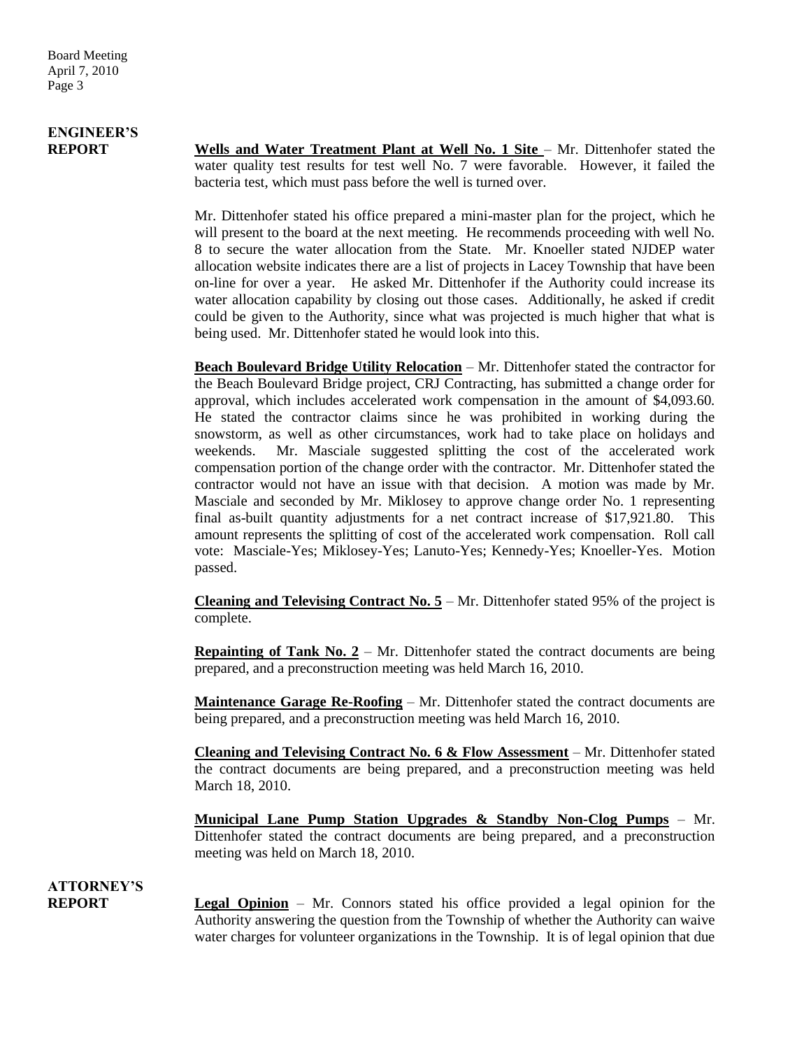## ENGINEER'S REPORT

**Wells and Water Treatment Plant at Well No. 1 Site** – Mr. Dittenhofer stated the water quality test results for test well No. 7 were favorable. However, it failed the bacteria test, which must pass before the well is turned over.

Mr. Dittenhofer stated his office prepared a mini-master plan for the project, which he will present to the board at the next meeting. He recommends proceeding with well No. 8 to secure the water allocation from the State. Mr. Knoeller stated NJDEP water allocation website indicates there are a list of projects in Lacey Township that have been on-line for over a year. He asked Mr. Dittenhofer if the Authority could increase its water allocation capability by closing out those cases. Additionally, he asked if credit could be given to the Authority, since what was projected is much higher that what is being used. Mr. Dittenhofer stated he would look into this.

**Beach Boulevard Bridge Utility Relocation** – Mr. Dittenhofer stated the contractor for the Beach Boulevard Bridge project, CRJ Contracting, has submitted a change order for approval, which includes accelerated work compensation in the amount of $4,093.60. He stated the contractor claims since he was prohibited in working during the snowstorm, as well as other circumstances, work had to take place on holidays and weekends. Mr. Masciale suggested splitting the cost of the accelerated work compensation portion of the change order with the contractor. Mr. Dittenhofer stated the contractor would not have an issue with that decision. A motion was made by Mr. Masciale and seconded by Mr. Miklosey to approve change order No. 1 representing final as-built quantity adjustments for a net contract increase of $17,921.80. This amount represents the splitting of cost of the accelerated work compensation. Roll call vote: Masciale-Yes; Miklosey-Yes; Lanuto-Yes; Kennedy-Yes; Knoeller-Yes. Motion passed.

**Cleaning and Televising Contract No. 5** – Mr. Dittenhofer stated 95% of the project is complete.

**Repainting of Tank No. 2** – Mr. Dittenhofer stated the contract documents are being prepared, and a preconstruction meeting was held March 16, 2010.

**Maintenance Garage Re-Roofing** – Mr. Dittenhofer stated the contract documents are being prepared, and a preconstruction meeting was held March 16, 2010.

**Cleaning and Televising Contract No. 6 & Flow Assessment** – Mr. Dittenhofer stated the contract documents are being prepared, and a preconstruction meeting was held March 18, 2010.

**Municipal Lane Pump Station Upgrades & Standby Non-Clog Pumps** – Mr. Dittenhofer stated the contract documents are being prepared, and a preconstruction meeting was held on March 18, 2010.

## ATTORNEY'S REPORT

**Legal Opinion** – Mr. Connors stated his office provided a legal opinion for the Authority answering the question from the Township of whether the Authority can waive water charges for volunteer organizations in the Township. It is of legal opinion that due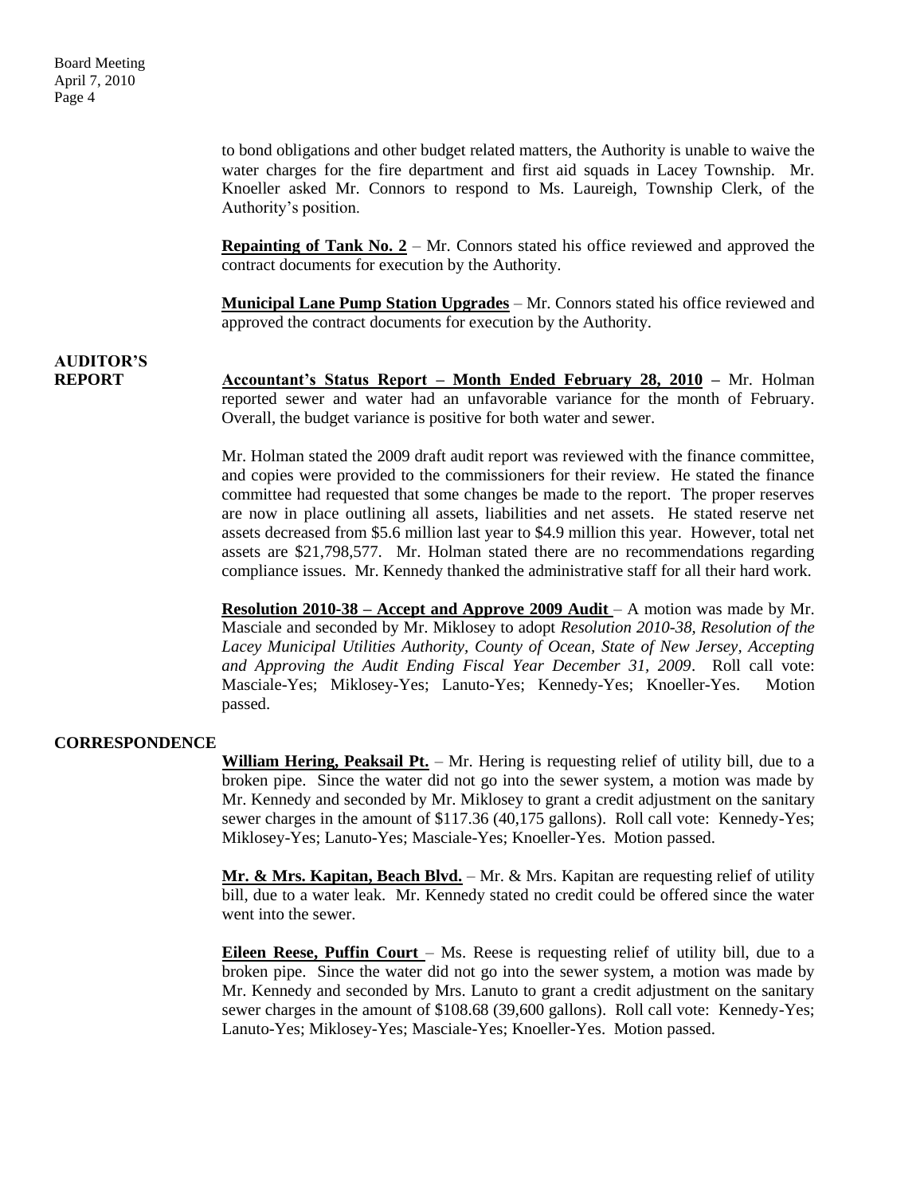to bond obligations and other budget related matters, the Authority is unable to waive the water charges for the fire department and first aid squads in Lacey Township. Mr. Knoeller asked Mr. Connors to respond to Ms. Laureigh, Township Clerk, of the Authority's position.

**Repainting of Tank No. 2** – Mr. Connors stated his office reviewed and approved the contract documents for execution by the Authority.

**Municipal Lane Pump Station Upgrades** – Mr. Connors stated his office reviewed and approved the contract documents for execution by the Authority.

**AUDITOR'S REPORT**

**Accountant's Status Report – Month Ended February 28, 2010 –** Mr. Holman reported sewer and water had an unfavorable variance for the month of February. Overall, the budget variance is positive for both water and sewer.

Mr. Holman stated the 2009 draft audit report was reviewed with the finance committee, and copies were provided to the commissioners for their review. He stated the finance committee had requested that some changes be made to the report. The proper reserves are now in place outlining all assets, liabilities and net assets. He stated reserve net assets decreased from $5.6 million last year to $4.9 million this year. However, total net assets are $21,798,577. Mr. Holman stated there are no recommendations regarding compliance issues. Mr. Kennedy thanked the administrative staff for all their hard work.

**Resolution 2010-38 – Accept and Approve 2009 Audit** – A motion was made by Mr. Masciale and seconded by Mr. Miklosey to adopt *Resolution 2010-38, Resolution of the Lacey Municipal Utilities Authority, County of Ocean, State of New Jersey, Accepting and Approving the Audit Ending Fiscal Year December 31, 2009*. Roll call vote: Masciale-Yes; Miklosey-Yes; Lanuto-Yes; Kennedy-Yes; Knoeller-Yes. Motion passed.

**CORRESPONDENCE**

**William Hering, Peaksail Pt.** – Mr. Hering is requesting relief of utility bill, due to a broken pipe. Since the water did not go into the sewer system, a motion was made by Mr. Kennedy and seconded by Mr. Miklosey to grant a credit adjustment on the sanitary sewer charges in the amount of $117.36 (40,175 gallons). Roll call vote: Kennedy-Yes; Miklosey-Yes; Lanuto-Yes; Masciale-Yes; Knoeller-Yes. Motion passed.

**Mr. & Mrs. Kapitan, Beach Blvd.** – Mr. & Mrs. Kapitan are requesting relief of utility bill, due to a water leak. Mr. Kennedy stated no credit could be offered since the water went into the sewer.

**Eileen Reese, Puffin Court** – Ms. Reese is requesting relief of utility bill, due to a broken pipe. Since the water did not go into the sewer system, a motion was made by Mr. Kennedy and seconded by Mrs. Lanuto to grant a credit adjustment on the sanitary sewer charges in the amount of $108.68 (39,600 gallons). Roll call vote: Kennedy-Yes; Lanuto-Yes; Miklosey-Yes; Masciale-Yes; Knoeller-Yes. Motion passed.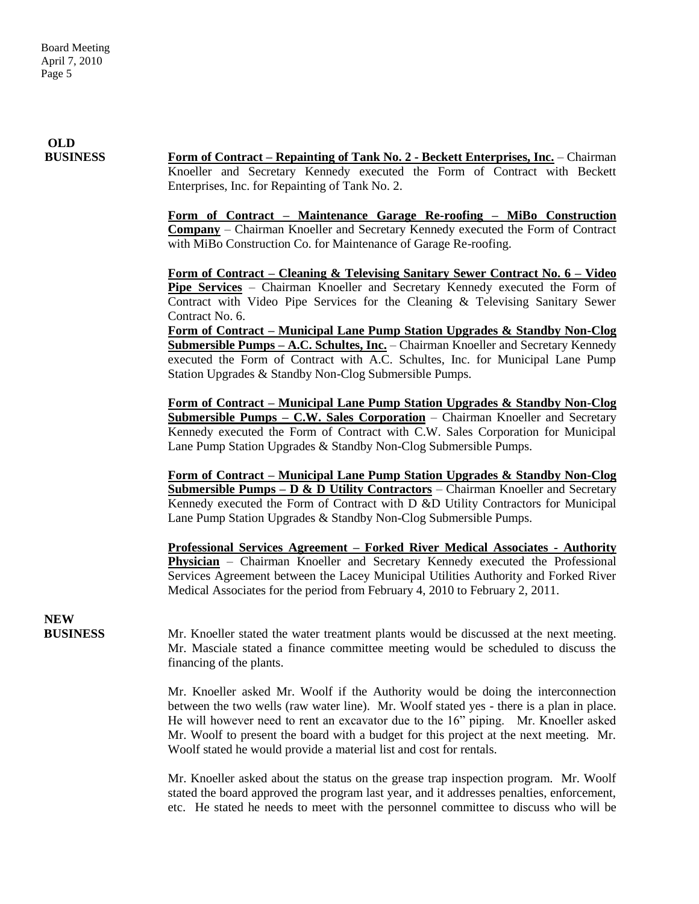**OLD BUSINESS**

**Form of Contract – Repainting of Tank No. 2 - Beckett Enterprises, Inc.** – Chairman Knoeller and Secretary Kennedy executed the Form of Contract with Beckett Enterprises, Inc. for Repainting of Tank No. 2.

**Form of Contract – Maintenance Garage Re-roofing – MiBo Construction Company** – Chairman Knoeller and Secretary Kennedy executed the Form of Contract with MiBo Construction Co. for Maintenance of Garage Re-roofing.

**Form of Contract – Cleaning & Televising Sanitary Sewer Contract No. 6 – Video Pipe Services** – Chairman Knoeller and Secretary Kennedy executed the Form of Contract with Video Pipe Services for the Cleaning & Televising Sanitary Sewer Contract No. 6.

**Form of Contract – Municipal Lane Pump Station Upgrades & Standby Non-Clog Submersible Pumps – A.C. Schultes, Inc.** – Chairman Knoeller and Secretary Kennedy executed the Form of Contract with A.C. Schultes, Inc. for Municipal Lane Pump Station Upgrades & Standby Non-Clog Submersible Pumps.

**Form of Contract – Municipal Lane Pump Station Upgrades & Standby Non-Clog Submersible Pumps – C.W. Sales Corporation** – Chairman Knoeller and Secretary Kennedy executed the Form of Contract with C.W. Sales Corporation for Municipal Lane Pump Station Upgrades & Standby Non-Clog Submersible Pumps.

**Form of Contract – Municipal Lane Pump Station Upgrades & Standby Non-Clog Submersible Pumps – D & D Utility Contractors** – Chairman Knoeller and Secretary Kennedy executed the Form of Contract with D &D Utility Contractors for Municipal Lane Pump Station Upgrades & Standby Non-Clog Submersible Pumps.

**Professional Services Agreement – Forked River Medical Associates - Authority Physician** – Chairman Knoeller and Secretary Kennedy executed the Professional Services Agreement between the Lacey Municipal Utilities Authority and Forked River Medical Associates for the period from February 4, 2010 to February 2, 2011.

**NEW BUSINESS**

Mr. Knoeller stated the water treatment plants would be discussed at the next meeting. Mr. Masciale stated a finance committee meeting would be scheduled to discuss the financing of the plants.

Mr. Knoeller asked Mr. Woolf if the Authority would be doing the interconnection between the two wells (raw water line). Mr. Woolf stated yes - there is a plan in place. He will however need to rent an excavator due to the 16" piping. Mr. Knoeller asked Mr. Woolf to present the board with a budget for this project at the next meeting. Mr. Woolf stated he would provide a material list and cost for rentals.

Mr. Knoeller asked about the status on the grease trap inspection program. Mr. Woolf stated the board approved the program last year, and it addresses penalties, enforcement, etc. He stated he needs to meet with the personnel committee to discuss who will be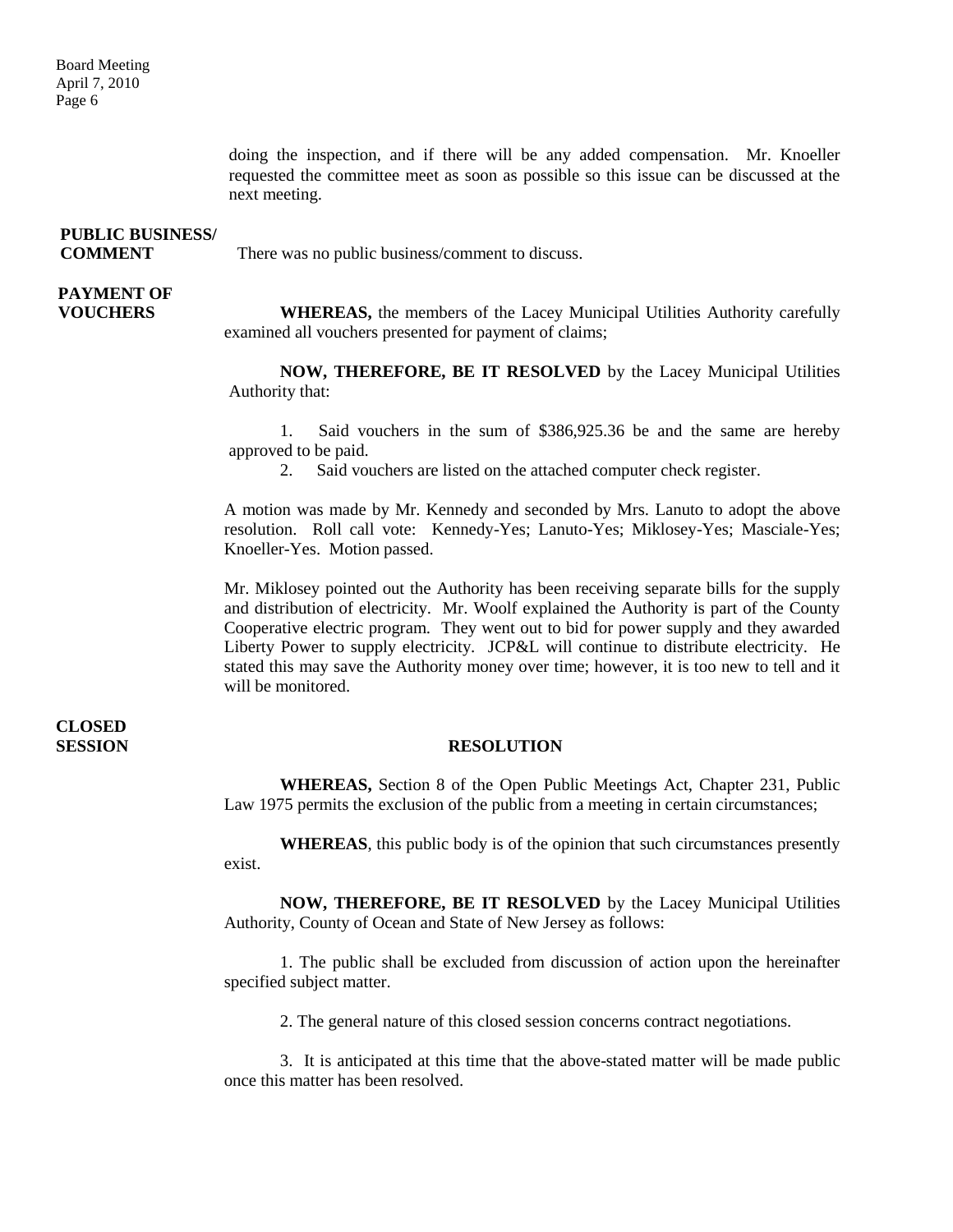doing the inspection, and if there will be any added compensation. Mr. Knoeller requested the committee meet as soon as possible so this issue can be discussed at the next meeting.

**PUBLIC BUSINESS/ COMMENT**

There was no public business/comment to discuss.

**PAYMENT OF VOUCHERS**

**WHEREAS,** the members of the Lacey Municipal Utilities Authority carefully examined all vouchers presented for payment of claims;

**NOW, THEREFORE, BE IT RESOLVED** by the Lacey Municipal Utilities Authority that:

1. Said vouchers in the sum of $386,925.36 be and the same are hereby approved to be paid.
2. Said vouchers are listed on the attached computer check register.

A motion was made by Mr. Kennedy and seconded by Mrs. Lanuto to adopt the above resolution. Roll call vote: Kennedy-Yes; Lanuto-Yes; Miklosey-Yes; Masciale-Yes; Knoeller-Yes. Motion passed.

Mr. Miklosey pointed out the Authority has been receiving separate bills for the supply and distribution of electricity. Mr. Woolf explained the Authority is part of the County Cooperative electric program. They went out to bid for power supply and they awarded Liberty Power to supply electricity. JCP&L will continue to distribute electricity. He stated this may save the Authority money over time; however, it is too new to tell and it will be monitored.

**CLOSED SESSION**

**RESOLUTION**

**WHEREAS,** Section 8 of the Open Public Meetings Act, Chapter 231, Public Law 1975 permits the exclusion of the public from a meeting in certain circumstances;

**WHEREAS**, this public body is of the opinion that such circumstances presently exist.

**NOW, THEREFORE, BE IT RESOLVED** by the Lacey Municipal Utilities Authority, County of Ocean and State of New Jersey as follows:

1. The public shall be excluded from discussion of action upon the hereinafter specified subject matter.

2. The general nature of this closed session concerns contract negotiations.

3. It is anticipated at this time that the above-stated matter will be made public once this matter has been resolved.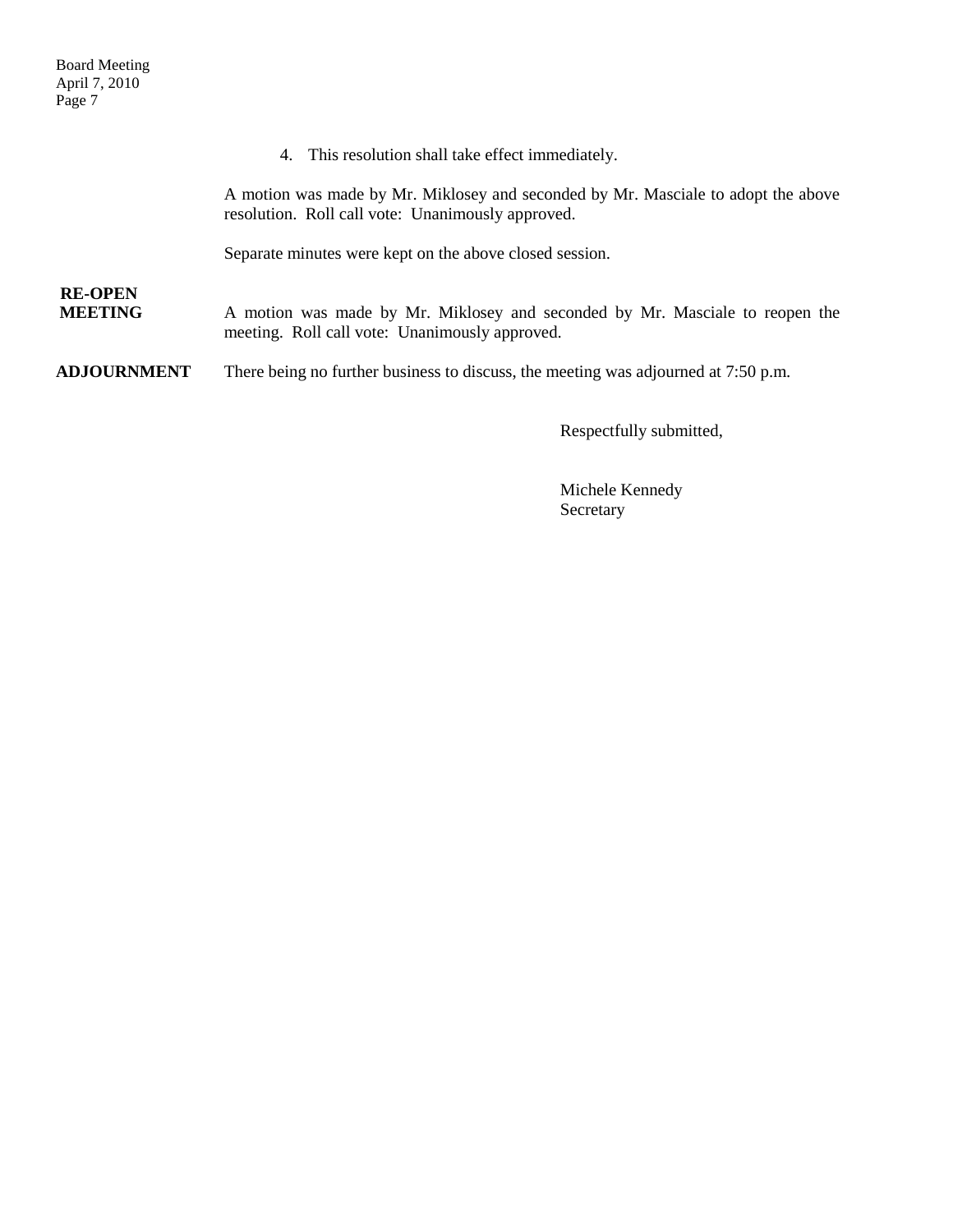4. This resolution shall take effect immediately.

A motion was made by Mr. Miklosey and seconded by Mr. Masciale to adopt the above resolution. Roll call vote: Unanimously approved.

Separate minutes were kept on the above closed session.

**RE-OPEN MEETING**

A motion was made by Mr. Miklosey and seconded by Mr. Masciale to reopen the meeting. Roll call vote: Unanimously approved.

**ADJOURNMENT**

There being no further business to discuss, the meeting was adjourned at 7:50 p.m.

Respectfully submitted,

Michele Kennedy
Secretary